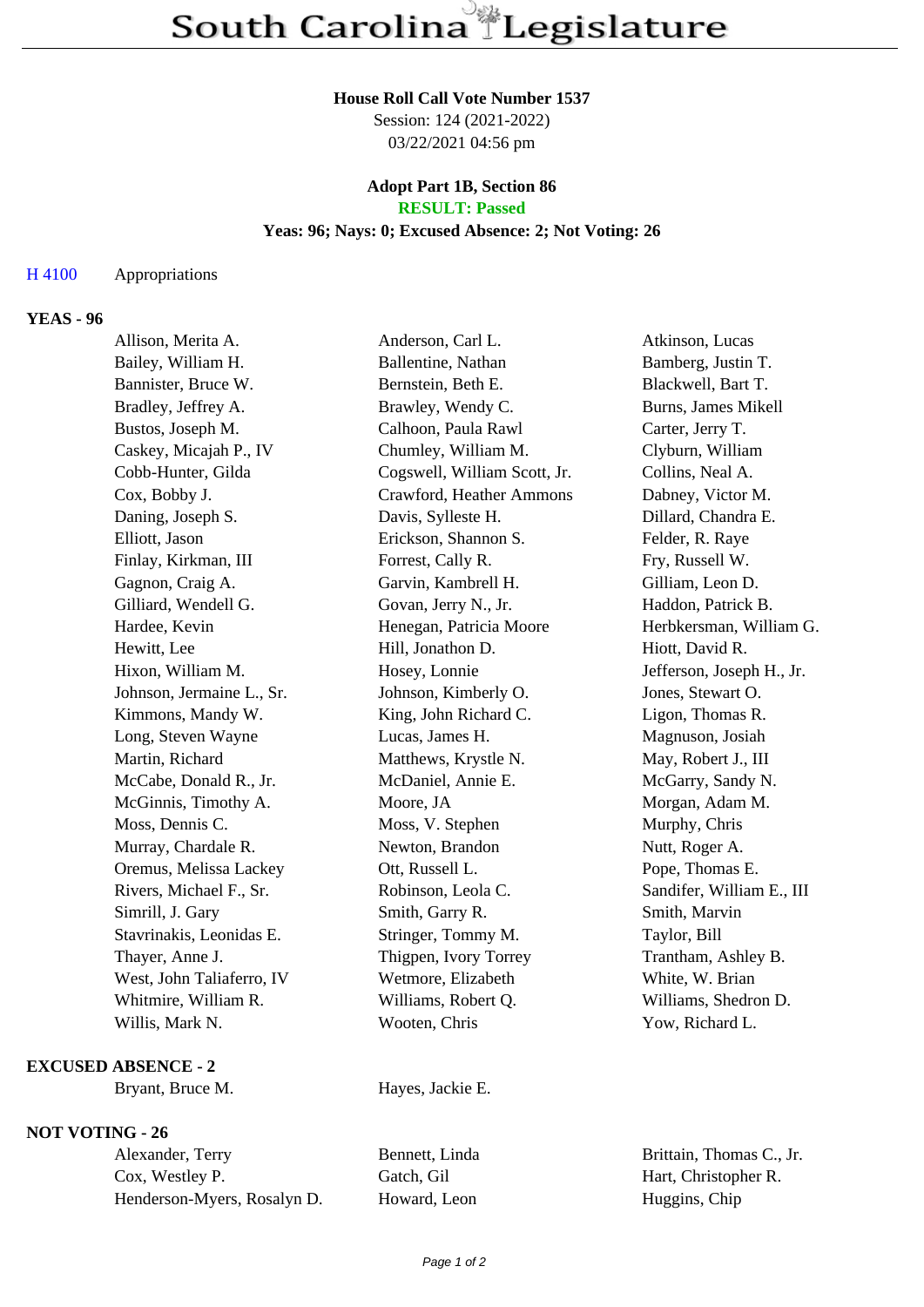# South Carolina Legislature

**House Roll Call Vote Number 1537**
Session: 124 (2021-2022)
03/22/2021 04:56 pm

**Adopt Part 1B, Section 86**
**RESULT: Passed**
**Yeas: 96; Nays: 0; Excused Absence: 2; Not Voting: 26**

H 4100 Appropriations

**YEAS - 96**

| | | |
|---|---|---|
| Allison, Merita A. | Anderson, Carl L. | Atkinson, Lucas |
| Bailey, William H. | Ballentine, Nathan | Bamberg, Justin T. |
| Bannister, Bruce W. | Bernstein, Beth E. | Blackwell, Bart T. |
| Bradley, Jeffrey A. | Brawley, Wendy C. | Burns, James Mikell |
| Bustos, Joseph M. | Calhoon, Paula Rawl | Carter, Jerry T. |
| Caskey, Micajah P., IV | Chumley, William M. | Clyburn, William |
| Cobb-Hunter, Gilda | Cogswell, William Scott, Jr. | Collins, Neal A. |
| Cox, Bobby J. | Crawford, Heather Ammons | Dabney, Victor M. |
| Daning, Joseph S. | Davis, Sylleste H. | Dillard, Chandra E. |
| Elliott, Jason | Erickson, Shannon S. | Felder, R. Raye |
| Finlay, Kirkman, III | Forrest, Cally R. | Fry, Russell W. |
| Gagnon, Craig A. | Garvin, Kambrell H. | Gilliam, Leon D. |
| Gilliard, Wendell G. | Govan, Jerry N., Jr. | Haddon, Patrick B. |
| Hardee, Kevin | Henegan, Patricia Moore | Herbkersman, William G. |
| Hewitt, Lee | Hill, Jonathon D. | Hiott, David R. |
| Hixon, William M. | Hosey, Lonnie | Jefferson, Joseph H., Jr. |
| Johnson, Jermaine L., Sr. | Johnson, Kimberly O. | Jones, Stewart O. |
| Kimmons, Mandy W. | King, John Richard C. | Ligon, Thomas R. |
| Long, Steven Wayne | Lucas, James H. | Magnuson, Josiah |
| Martin, Richard | Matthews, Krystle N. | May, Robert J., III |
| McCabe, Donald R., Jr. | McDaniel, Annie E. | McGarry, Sandy N. |
| McGinnis, Timothy A. | Moore, JA | Morgan, Adam M. |
| Moss, Dennis C. | Moss, V. Stephen | Murphy, Chris |
| Murray, Chardale R. | Newton, Brandon | Nutt, Roger A. |
| Oremus, Melissa Lackey | Ott, Russell L. | Pope, Thomas E. |
| Rivers, Michael F., Sr. | Robinson, Leola C. | Sandifer, William E., III |
| Simrill, J. Gary | Smith, Garry R. | Smith, Marvin |
| Stavrinakis, Leonidas E. | Stringer, Tommy M. | Taylor, Bill |
| Thayer, Anne J. | Thigpen, Ivory Torrey | Trantham, Ashley B. |
| West, John Taliaferro, IV | Wetmore, Elizabeth | White, W. Brian |
| Whitmire, William R. | Williams, Robert Q. | Williams, Shedron D. |
| Willis, Mark N. | Wooten, Chris | Yow, Richard L. |

**EXCUSED ABSENCE - 2**

| | |
|---|---|
| Bryant, Bruce M. | Hayes, Jackie E. |

**NOT VOTING - 26**

| | | |
|---|---|---|
| Alexander, Terry | Bennett, Linda | Brittain, Thomas C., Jr. |
| Cox, Westley P. | Gatch, Gil | Hart, Christopher R. |
| Henderson-Myers, Rosalyn D. | Howard, Leon | Huggins, Chip |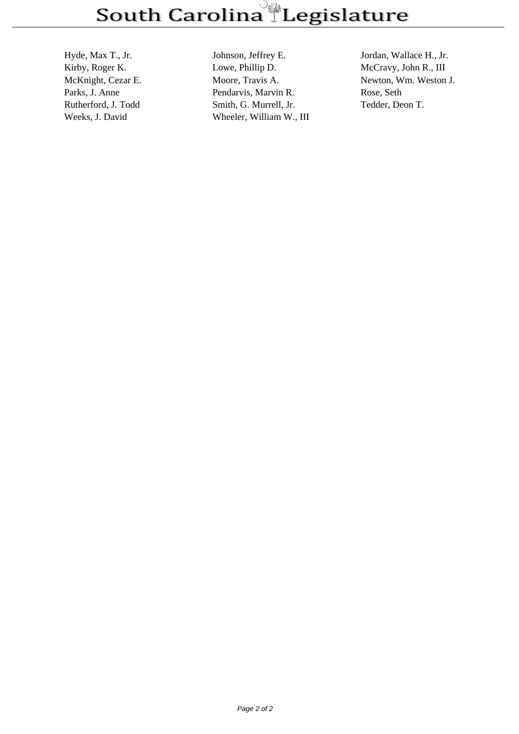Hyde, Max T., Jr.
Johnson, Jeffrey E.
Jordan, Wallace H., Jr.
Kirby, Roger K.
Lowe, Phillip D.
McCravy, John R., III
McKnight, Cezar E.
Moore, Travis A.
Newton, Wm. Weston J.
Parks, J. Anne
Pendarvis, Marvin R.
Rose, Seth
Rutherford, J. Todd
Smith, G. Murrell, Jr.
Tedder, Deon T.
Weeks, J. David
Wheeler, William W., III